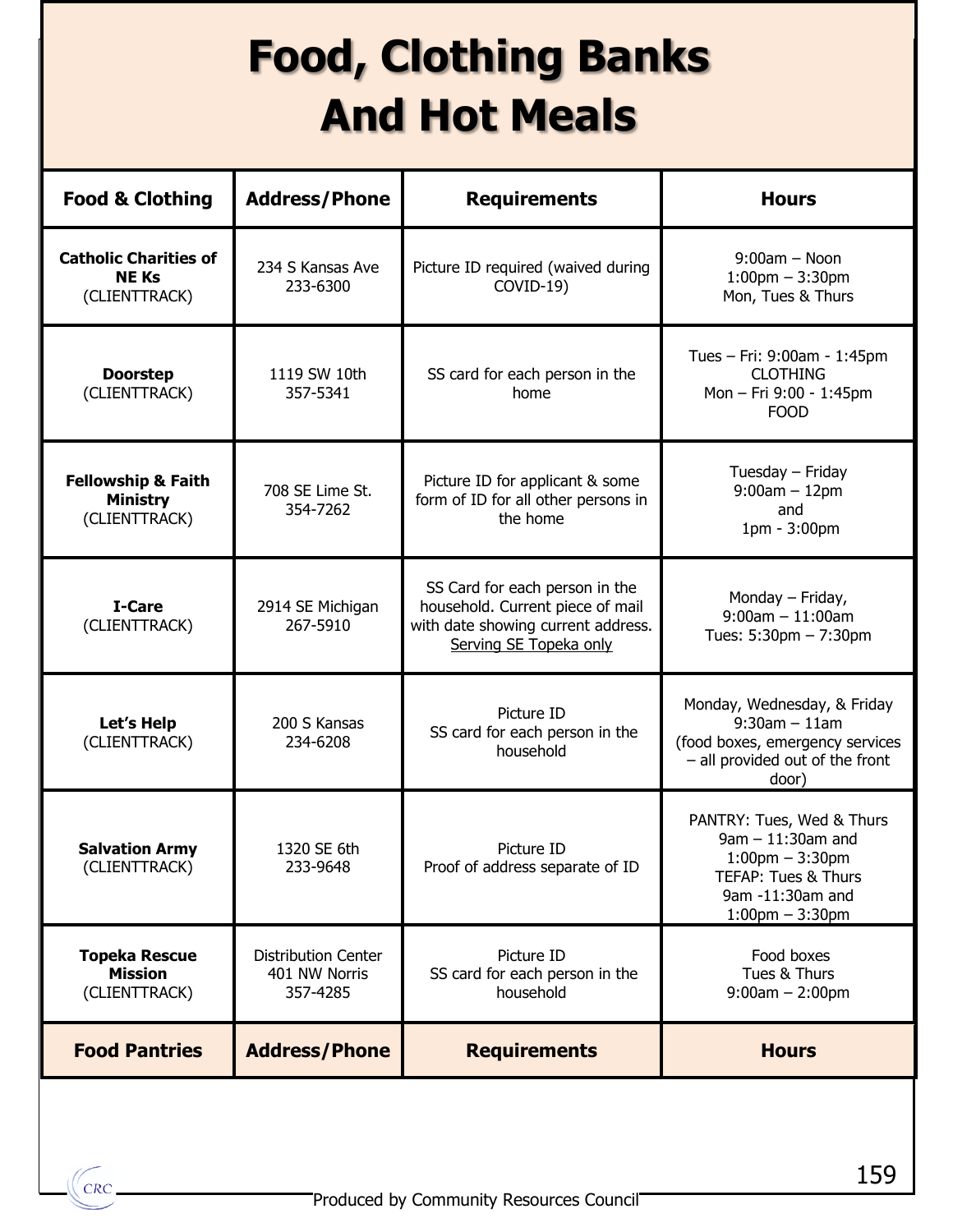# Food, Clothing Banks And Hot Meals

| Food & Clothing | Address/Phone | Requirements | Hours |
|---|---|---|---|
| **Catholic Charities of NE Ks** (CLIENTTRACK) | 234 S Kansas Ave<br>233-6300 | Picture ID required (waived during COVID-19) | 9:00am – Noon<br>1:00pm – 3:30pm<br>Mon, Tues & Thurs |
| **Doorstep** (CLIENTTRACK) | 1119 SW 10th<br>357-5341 | SS card for each person in the home | Tues – Fri: 9:00am - 1:45pm<br>CLOTHING<br>Mon – Fri 9:00 - 1:45pm<br>FOOD |
| **Fellowship & Faith Ministry** (CLIENTTRACK) | 708 SE Lime St.<br>354-7262 | Picture ID for applicant & some form of ID for all other persons in the home | Tuesday – Friday<br>9:00am – 12pm<br>and<br>1pm - 3:00pm |
| **I-Care** (CLIENTTRACK) | 2914 SE Michigan<br>267-5910 | SS Card for each person in the household. Current piece of mail with date showing current address. Serving SE Topeka only | Monday – Friday,<br>9:00am – 11:00am<br>Tues: 5:30pm – 7:30pm |
| **Let's Help** (CLIENTTRACK) | 200 S Kansas<br>234-6208 | Picture ID<br>SS card for each person in the household | Monday, Wednesday, & Friday<br>9:30am – 11am<br>(food boxes, emergency services – all provided out of the front door) |
| **Salvation Army** (CLIENTTRACK) | 1320 SE 6th<br>233-9648 | Picture ID<br>Proof of address separate of ID | PANTRY: Tues, Wed & Thurs<br>9am – 11:30am and<br>1:00pm – 3:30pm<br>TEFAP: Tues & Thurs<br>9am -11:30am and<br>1:00pm – 3:30pm |
| **Topeka Rescue Mission** (CLIENTTRACK) | Distribution Center<br>401 NW Norris<br>357-4285 | Picture ID<br>SS card for each person in the household | Food boxes<br>Tues & Thurs<br>9:00am – 2:00pm |
| **Food Pantries** | **Address/Phone** | **Requirements** | **Hours** |

Produced by Community Resources Council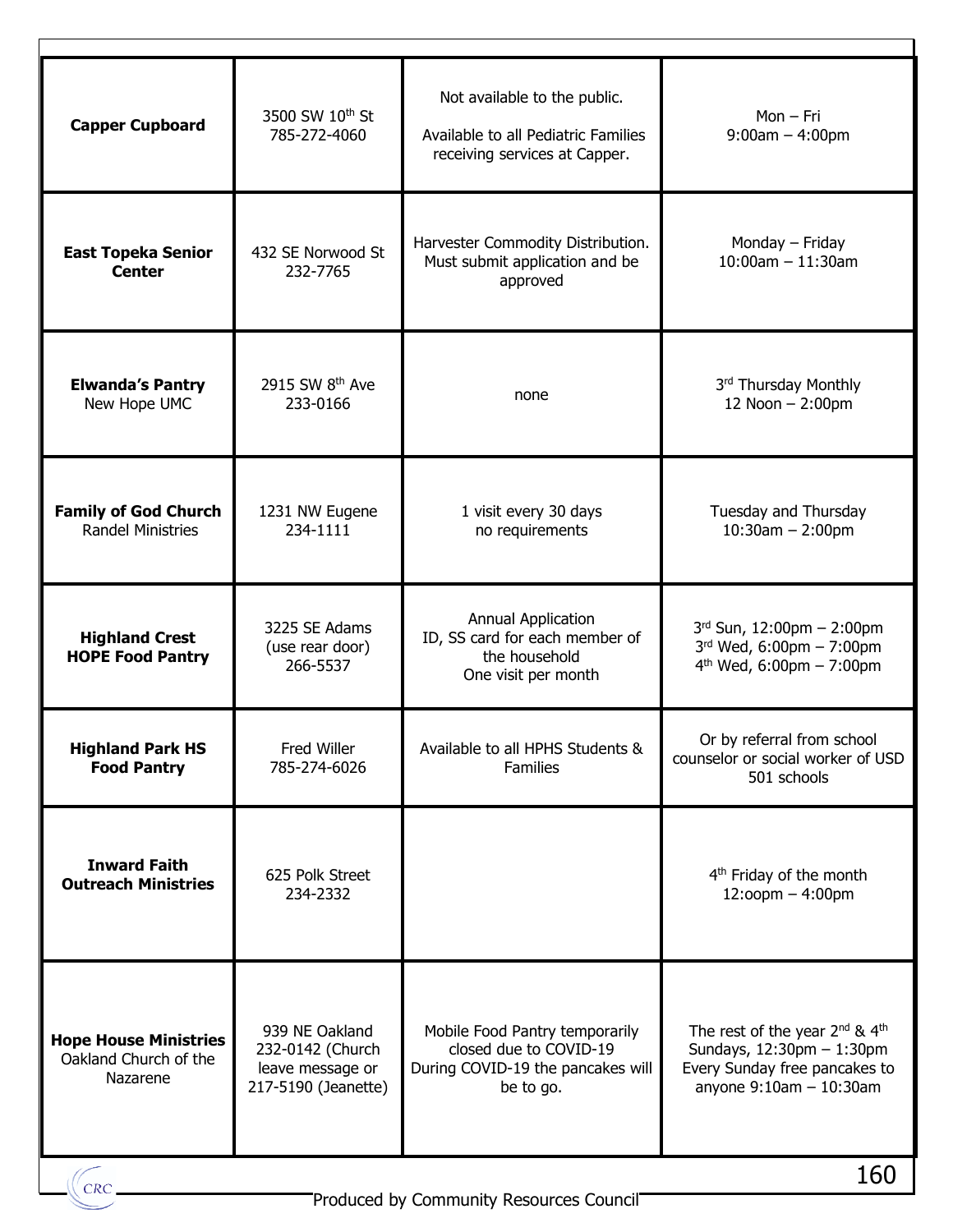| | | | |
|---|---|---|---|
| **Capper Cupboard** | 3500 SW 10th St<br>785-272-4060 | Not available to the public.<br><br>Available to all Pediatric Families receiving services at Capper. | Mon – Fri<br>9:00am – 4:00pm |
| **East Topeka Senior Center** | 432 SE Norwood St<br>232-7765 | Harvester Commodity Distribution. Must submit application and be approved | Monday – Friday<br>10:00am – 11:30am |
| **Elwanda's Pantry**<br>New Hope UMC | 2915 SW 8th Ave<br>233-0166 | none | 3rd Thursday Monthly<br>12 Noon – 2:00pm |
| **Family of God Church**<br>Randel Ministries | 1231 NW Eugene<br>234-1111 | 1 visit every 30 days<br>no requirements | Tuesday and Thursday<br>10:30am – 2:00pm |
| **Highland Crest HOPE Food Pantry** | 3225 SE Adams<br>(use rear door)<br>266-5537 | Annual Application<br>ID, SS card for each member of the household<br>One visit per month | 3rd Sun, 12:00pm – 2:00pm<br>3rd Wed, 6:00pm – 7:00pm<br>4th Wed, 6:00pm – 7:00pm |
| **Highland Park HS Food Pantry** | Fred Willer<br>785-274-6026 | Available to all HPHS Students & Families | Or by referral from school counselor or social worker of USD 501 schools |
| **Inward Faith Outreach Ministries** | 625 Polk Street<br>234-2332 | | 4th Friday of the month<br>12:oopm – 4:00pm |
| **Hope House Ministries**<br>Oakland Church of the Nazarene | 939 NE Oakland<br>232-0142 (Church leave message or 217-5190 (Jeanette) | Mobile Food Pantry temporarily closed due to COVID-19<br>During COVID-19 the pancakes will be to go. | The rest of the year 2nd & 4th Sundays, 12:30pm – 1:30pm<br>Every Sunday free pancakes to anyone 9:10am – 10:30am |

Produced by Community Resources Council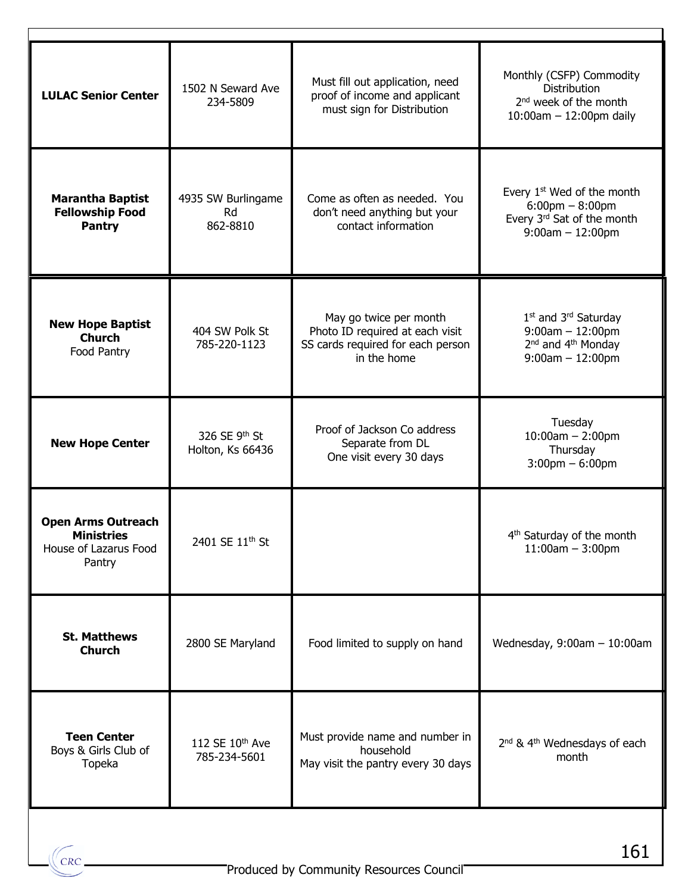| **LULAC Senior Center** | 1502 N Seward Ave<br>234-5809 | Must fill out application, need proof of income and applicant must sign for Distribution | Monthly (CSFP) Commodity Distribution<br>2nd week of the month<br>10:00am – 12:00pm daily |
|---|---|---|---|
| **Marantha Baptist Fellowship Food Pantry** | 4935 SW Burlingame Rd<br>862-8810 | Come as often as needed. You don't need anything but your contact information | Every 1st Wed of the month<br>6:00pm – 8:00pm<br>Every 3rd Sat of the month<br>9:00am – 12:00pm |
| **New Hope Baptist Church**<br>Food Pantry | 404 SW Polk St<br>785-220-1123 | May go twice per month<br>Photo ID required at each visit<br>SS cards required for each person in the home | 1st and 3rd Saturday<br>9:00am – 12:00pm<br>2nd and 4th Monday<br>9:00am – 12:00pm |
| **New Hope Center** | 326 SE 9th St<br>Holton, Ks 66436 | Proof of Jackson Co address<br>Separate from DL<br>One visit every 30 days | Tuesday<br>10:00am – 2:00pm<br>Thursday<br>3:00pm – 6:00pm |
| **Open Arms Outreach Ministries**<br>House of Lazarus Food Pantry | 2401 SE 11th St | | 4th Saturday of the month<br>11:00am – 3:00pm |
| **St. Matthews Church** | 2800 SE Maryland | Food limited to supply on hand | Wednesday, 9:00am – 10:00am |
| **Teen Center**<br>Boys & Girls Club of Topeka | 112 SE 10th Ave<br>785-234-5601 | Must provide name and number in household<br>May visit the pantry every 30 days | 2nd & 4th Wednesdays of each month |

Produced by Community Resources Council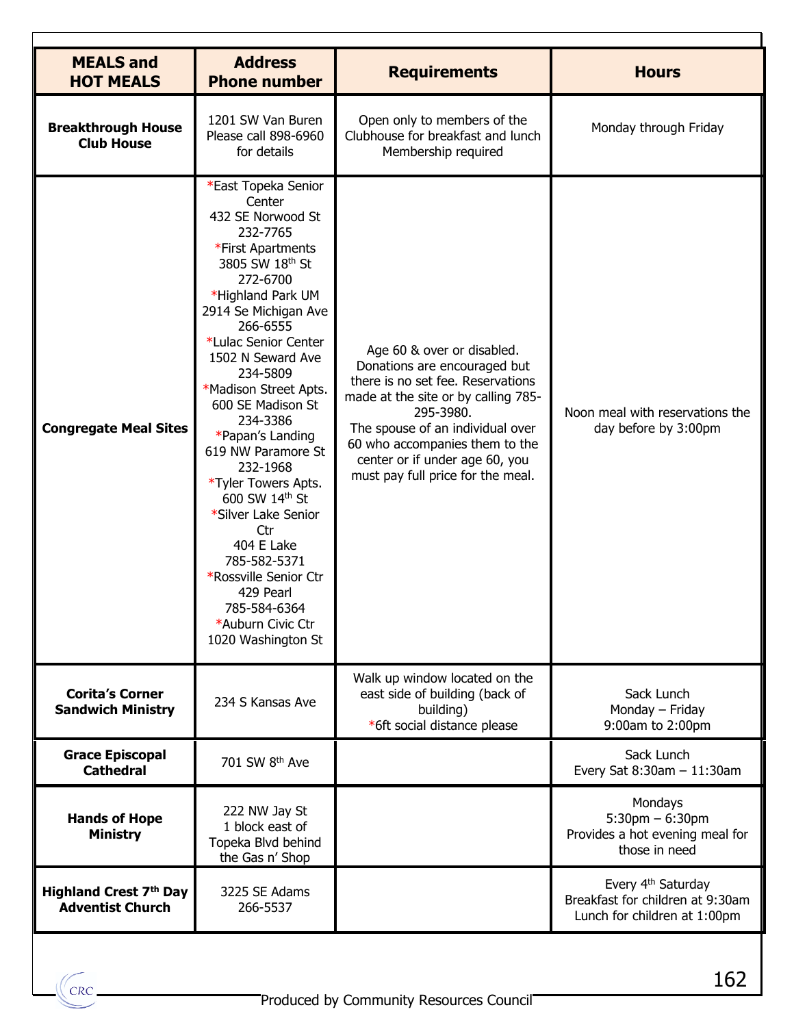| MEALS and HOT MEALS | Address Phone number | Requirements | Hours |
|---|---|---|---|
| **Breakthrough House Club House** | 1201 SW Van Buren Please call 898-6960 for details | Open only to members of the Clubhouse for breakfast and lunch Membership required | Monday through Friday |
| **Congregate Meal Sites** | *East Topeka Senior Center 432 SE Norwood St 232-7765 *First Apartments 3805 SW 18th St 272-6700 *Highland Park UM 2914 Se Michigan Ave 266-6555 *Lulac Senior Center 1502 N Seward Ave 234-5809 *Madison Street Apts. 600 SE Madison St 234-3386 *Papan's Landing 619 NW Paramore St 232-1968 *Tyler Towers Apts. 600 SW 14th St *Silver Lake Senior Ctr 404 E Lake 785-582-5371 *Rossville Senior Ctr 429 Pearl 785-584-6364 *Auburn Civic Ctr 1020 Washington St | Age 60 & over or disabled. Donations are encouraged but there is no set fee. Reservations made at the site or by calling 785-295-3980. The spouse of an individual over 60 who accompanies them to the center or if under age 60, you must pay full price for the meal. | Noon meal with reservations the day before by 3:00pm |
| **Corita's Corner Sandwich Ministry** | 234 S Kansas Ave | Walk up window located on the east side of building (back of building) *6ft social distance please | Sack Lunch Monday – Friday 9:00am to 2:00pm |
| **Grace Episcopal Cathedral** | 701 SW 8th Ave | | Sack Lunch Every Sat 8:30am – 11:30am |
| **Hands of Hope Ministry** | 222 NW Jay St 1 block east of Topeka Blvd behind the Gas n' Shop | | Mondays 5:30pm – 6:30pm Provides a hot evening meal for those in need |
| **Highland Crest 7th Day Adventist Church** | 3225 SE Adams 266-5537 | | Every 4th Saturday Breakfast for children at 9:30am Lunch for children at 1:00pm |

Produced by Community Resources Council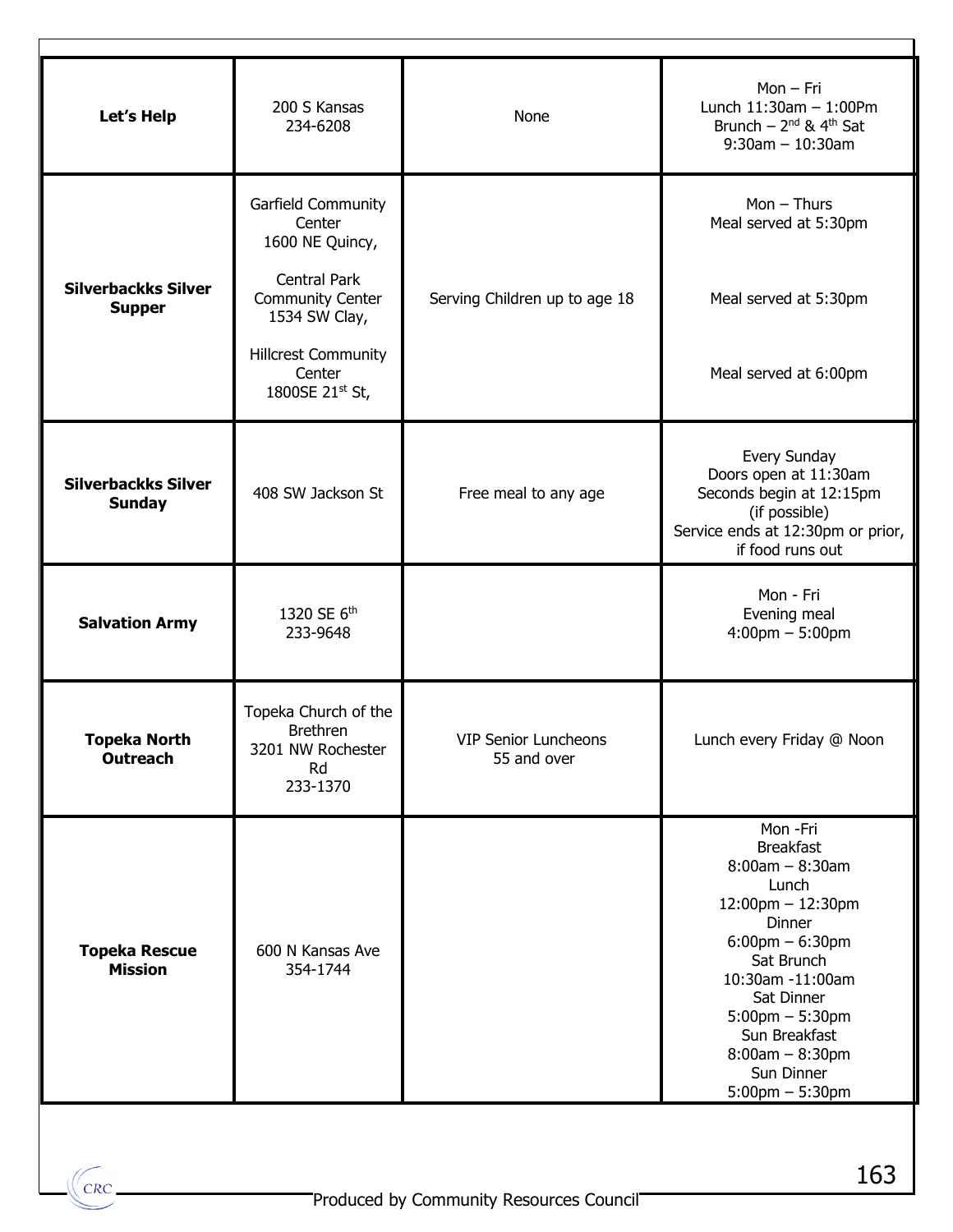| | | | |
|---|---|---|---|
| **Let's Help** | 200 S Kansas<br>234-6208 | None | Mon – Fri<br>Lunch 11:30am – 1:00Pm<br>Brunch – 2nd & 4th Sat<br>9:30am – 10:30am |
| **Silverbackks Silver Supper** | Garfield Community Center<br>1600 NE Quincy,<br><br>Central Park Community Center<br>1534 SW Clay,<br><br>Hillcrest Community Center<br>1800SE 21st St, | Serving Children up to age 18 | Mon – Thurs<br>Meal served at 5:30pm<br><br>Meal served at 5:30pm<br><br>Meal served at 6:00pm |
| **Silverbackks Silver Sunday** | 408 SW Jackson St | Free meal to any age | Every Sunday<br>Doors open at 11:30am<br>Seconds begin at 12:15pm<br>(if possible)<br>Service ends at 12:30pm or prior, if food runs out |
| **Salvation Army** | 1320 SE 6th<br>233-9648 | | Mon - Fri<br>Evening meal<br>4:00pm – 5:00pm |
| **Topeka North Outreach** | Topeka Church of the Brethren<br>3201 NW Rochester Rd<br>233-1370 | VIP Senior Luncheons<br>55 and over | Lunch every Friday @ Noon |
| **Topeka Rescue Mission** | 600 N Kansas Ave<br>354-1744 | | Mon -Fri<br>Breakfast<br>8:00am – 8:30am<br>Lunch<br>12:00pm – 12:30pm<br>Dinner<br>6:00pm – 6:30pm<br>Sat Brunch<br>10:30am -11:00am<br>Sat Dinner<br>5:00pm – 5:30pm<br>Sun Breakfast<br>8:00am – 8:30pm<br>Sun Dinner<br>5:00pm – 5:30pm |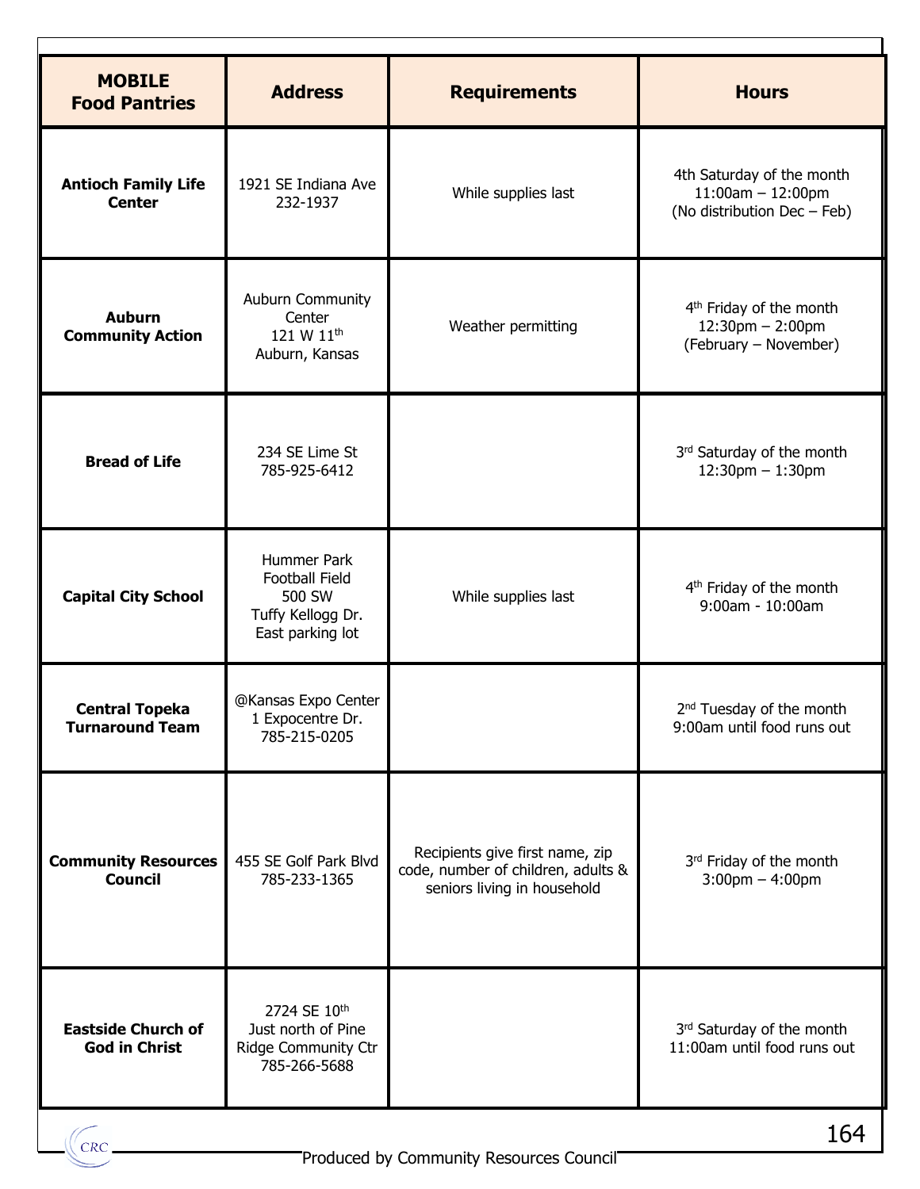| MOBILE Food Pantries | Address | Requirements | Hours |
|---|---|---|---|
| **Antioch Family Life Center** | 1921 SE Indiana Ave 232-1937 | While supplies last | 4th Saturday of the month 11:00am – 12:00pm (No distribution Dec – Feb) |
| **Auburn Community Action** | Auburn Community Center 121 W 11th Auburn, Kansas | Weather permitting | 4th Friday of the month 12:30pm – 2:00pm (February – November) |
| **Bread of Life** | 234 SE Lime St 785-925-6412 | | 3rd Saturday of the month 12:30pm – 1:30pm |
| **Capital City School** | Hummer Park Football Field 500 SW Tuffy Kellogg Dr. East parking lot | While supplies last | 4th Friday of the month 9:00am - 10:00am |
| **Central Topeka Turnaround Team** | @Kansas Expo Center 1 Expocentre Dr. 785-215-0205 | | 2nd Tuesday of the month 9:00am until food runs out |
| **Community Resources Council** | 455 SE Golf Park Blvd 785-233-1365 | Recipients give first name, zip code, number of children, adults & seniors living in household | 3rd Friday of the month 3:00pm – 4:00pm |
| **Eastside Church of God in Christ** | 2724 SE 10th Just north of Pine Ridge Community Ctr 785-266-5688 | | 3rd Saturday of the month 11:00am until food runs out |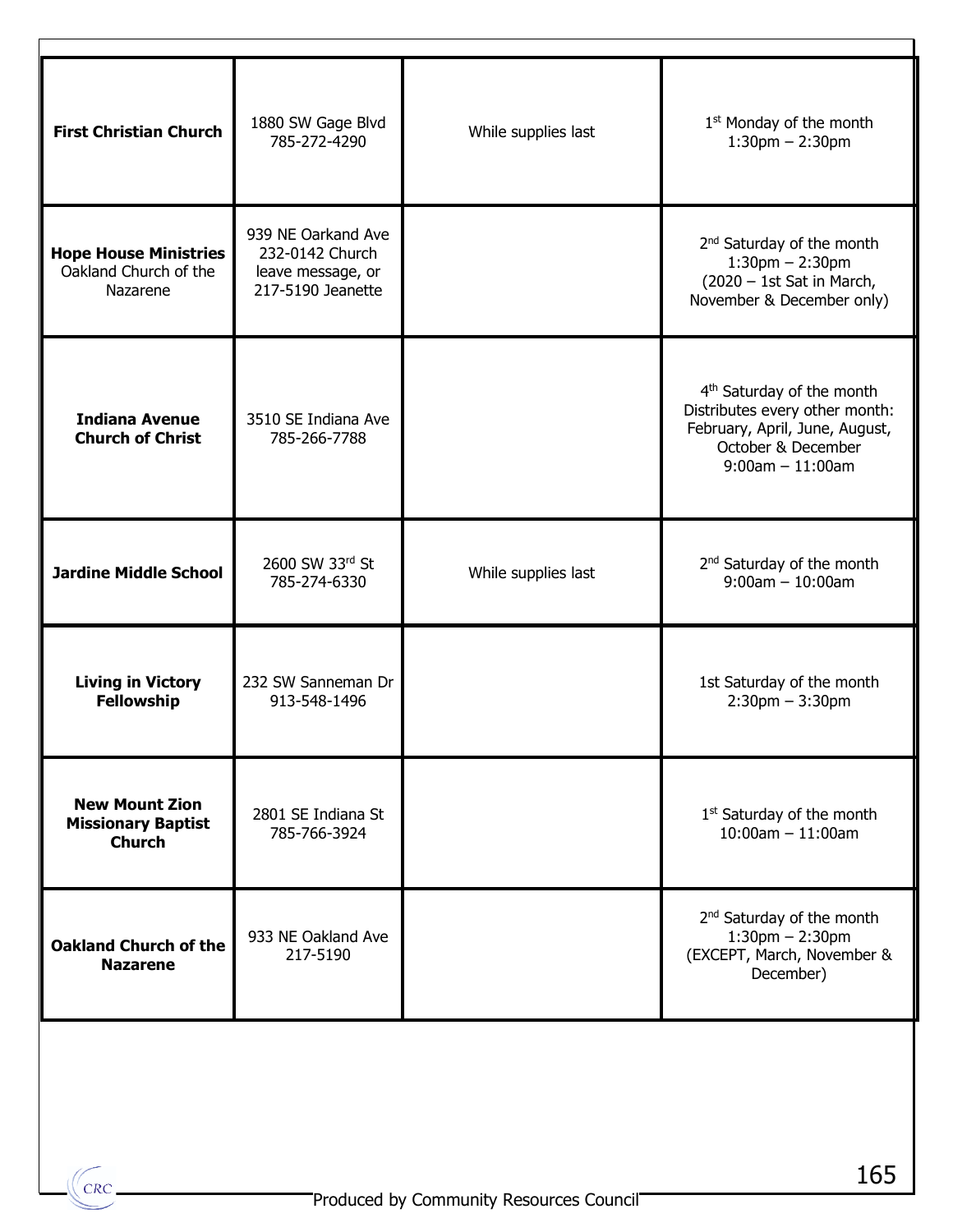| | | | |
|---|---|---|---|
| **First Christian Church** | 1880 SW Gage Blvd<br>785-272-4290 | While supplies last | 1st Monday of the month<br>1:30pm – 2:30pm |
| **Hope House Ministries**<br>Oakland Church of the Nazarene | 939 NE Oarkand Ave<br>232-0142 Church leave message, or 217-5190 Jeanette | | 2nd Saturday of the month<br>1:30pm – 2:30pm<br>(2020 – 1st Sat in March, November & December only) |
| **Indiana Avenue Church of Christ** | 3510 SE Indiana Ave<br>785-266-7788 | | 4th Saturday of the month<br>Distributes every other month: February, April, June, August, October & December<br>9:00am – 11:00am |
| **Jardine Middle School** | 2600 SW 33rd St<br>785-274-6330 | While supplies last | 2nd Saturday of the month<br>9:00am – 10:00am |
| **Living in Victory Fellowship** | 232 SW Sanneman Dr<br>913-548-1496 | | 1st Saturday of the month<br>2:30pm – 3:30pm |
| **New Mount Zion Missionary Baptist Church** | 2801 SE Indiana St<br>785-766-3924 | | 1st Saturday of the month<br>10:00am – 11:00am |
| **Oakland Church of the Nazarene** | 933 NE Oakland Ave<br>217-5190 | | 2nd Saturday of the month<br>1:30pm – 2:30pm<br>(EXCEPT, March, November & December) |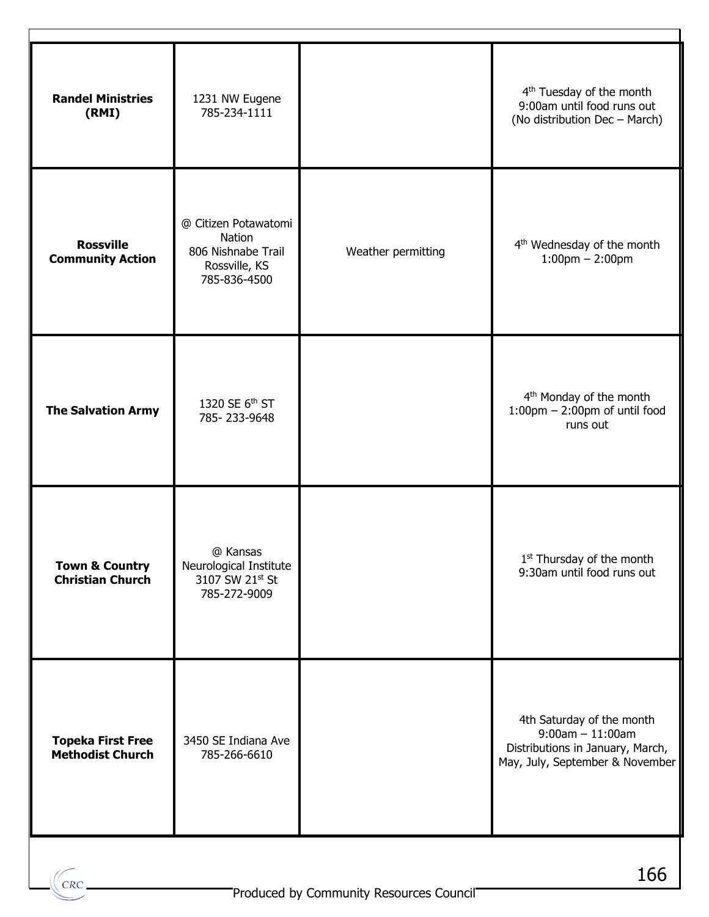| | | | |
|---|---|---|---|
| **Randel Ministries (RMI)** | 1231 NW Eugene<br>785-234-1111 | | 4th Tuesday of the month<br>9:00am until food runs out<br>(No distribution Dec – March) |
| **Rossville Community Action** | @ Citizen Potawatomi Nation<br>806 Nishnabe Trail<br>Rossville, KS<br>785-836-4500 | Weather permitting | 4th Wednesday of the month<br>1:00pm – 2:00pm |
| **The Salvation Army** | 1320 SE 6th ST<br>785- 233-9648 | | 4th Monday of the month<br>1:00pm – 2:00pm of until food runs out |
| **Town & Country Christian Church** | @ Kansas Neurological Institute<br>3107 SW 21st St<br>785-272-9009 | | 1st Thursday of the month<br>9:30am until food runs out |
| **Topeka First Free Methodist Church** | 3450 SE Indiana Ave<br>785-266-6610 | | 4th Saturday of the month<br>9:00am – 11:00am<br>Distributions in January, March, May, July, September & November |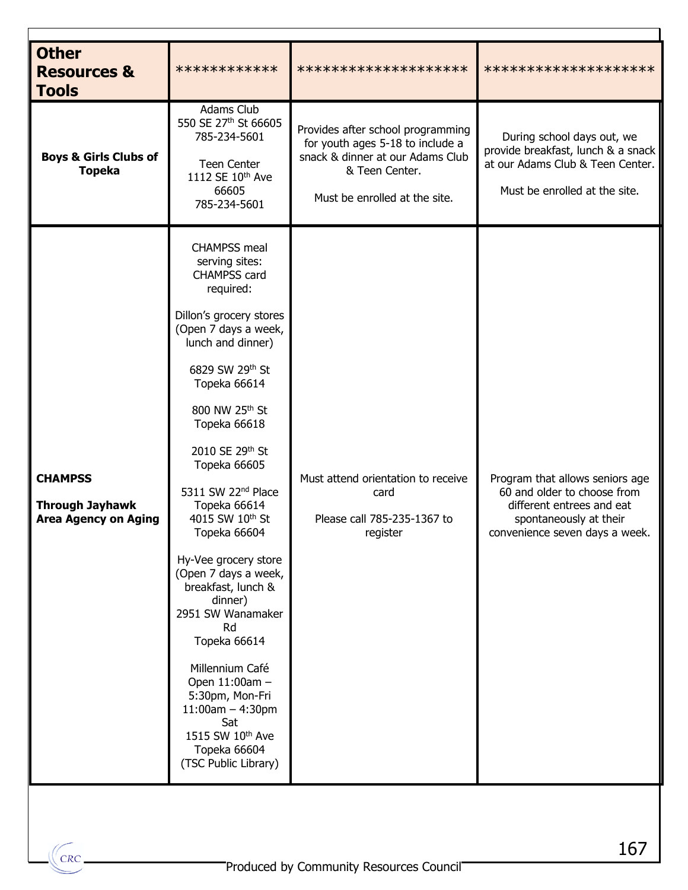| **Other Resources & Tools** | ************ | ******************* | ******************* |
|---|---|---|---|
| **Boys & Girls Clubs of Topeka** | Adams Club<br>550 SE 27th St 66605<br>785-234-5601<br><br>Teen Center<br>1112 SE 10th Ave<br>66605<br>785-234-5601 | Provides after school programming for youth ages 5-18 to include a snack & dinner at our Adams Club & Teen Center.<br><br>Must be enrolled at the site. | During school days out, we provide breakfast, lunch & a snack at our Adams Club & Teen Center.<br><br>Must be enrolled at the site. |
| **CHAMPSS**<br><br>**Through Jayhawk Area Agency on Aging** | CHAMPSS meal serving sites: CHAMPSS card required:<br><br>Dillon's grocery stores (Open 7 days a week, lunch and dinner)<br><br>6829 SW 29th St<br>Topeka 66614<br><br>800 NW 25th St<br>Topeka 66618<br><br>2010 SE 29th St<br>Topeka 66605<br><br>5311 SW 22nd Place<br>Topeka 66614<br>4015 SW 10th St<br>Topeka 66604<br><br>Hy-Vee grocery store (Open 7 days a week, breakfast, lunch & dinner)<br>2951 SW Wanamaker Rd<br>Topeka 66614<br><br>Millennium Café<br>Open 11:00am – 5:30pm, Mon-Fri<br>11:00am – 4:30pm Sat<br>1515 SW 10th Ave<br>Topeka 66604<br>(TSC Public Library) | Must attend orientation to receive card<br><br>Please call 785-235-1367 to register | Program that allows seniors age 60 and older to choose from different entrees and eat spontaneously at their convenience seven days a week. |

Produced by Community Resources Council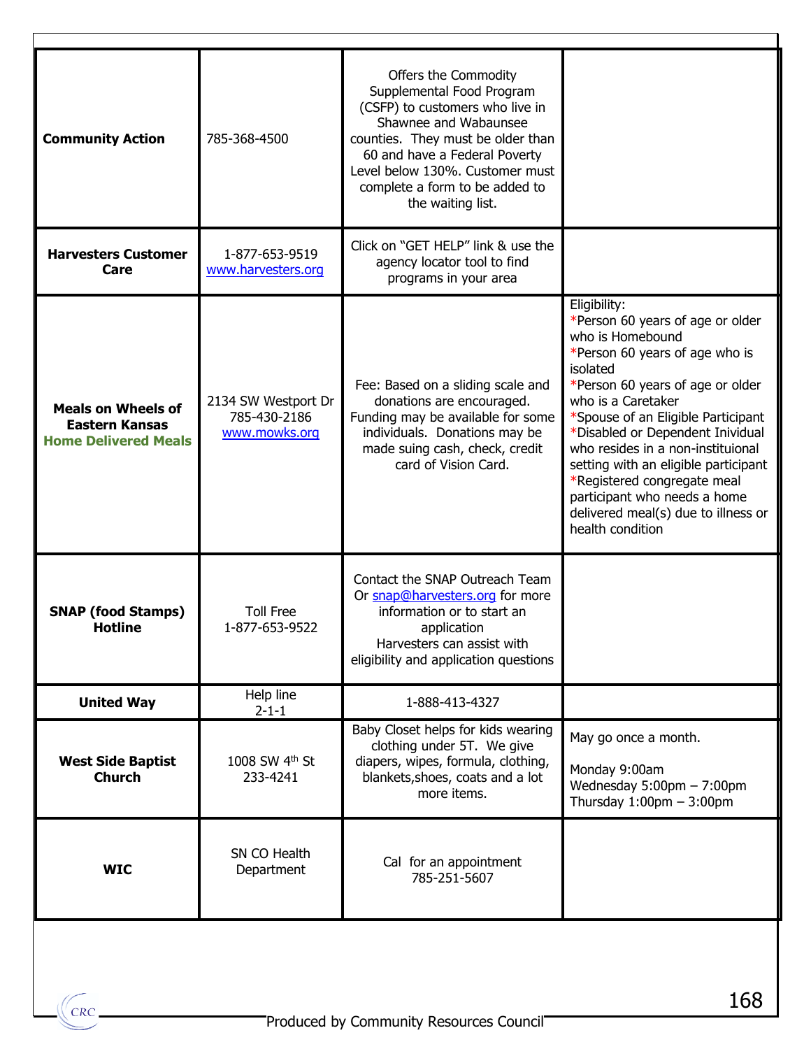| | | | |
|---|---|---|---|
| **Community Action** | 785-368-4500 | Offers the Commodity Supplemental Food Program (CSFP) to customers who live in Shawnee and Wabaunsee counties. They must be older than 60 and have a Federal Poverty Level below 130%. Customer must complete a form to be added to the waiting list. | |
| **Harvesters Customer Care** | 1-877-653-9519<br>www.harvesters.org | Click on "GET HELP" link & use the agency locator tool to find programs in your area | |
| **Meals on Wheels of Eastern Kansas**<br>**Home Delivered Meals** | 2134 SW Westport Dr<br>785-430-2186<br>www.mowks.org | Fee: Based on a sliding scale and donations are encouraged. Funding may be available for some individuals. Donations may be made suing cash, check, credit card of Vision Card. | Eligibility:<br>*Person 60 years of age or older who is Homebound<br>*Person 60 years of age who is isolated<br>*Person 60 years of age or older who is a Caretaker<br>*Spouse of an Eligible Participant<br>*Disabled or Dependent Inividual who resides in a non-instituional setting with an eligible participant<br>*Registered congregate meal participant who needs a home delivered meal(s) due to illness or health condition |
| **SNAP (food Stamps) Hotline** | Toll Free<br>1-877-653-9522 | Contact the SNAP Outreach Team Or snap@harvesters.org for more information or to start an application<br>Harvesters can assist with eligibility and application questions | |
| **United Way** | Help line<br>2-1-1 | 1-888-413-4327 | |
| **West Side Baptist Church** | 1008 SW 4th St<br>233-4241 | Baby Closet helps for kids wearing clothing under 5T. We give diapers, wipes, formula, clothing, blankets,shoes, coats and a lot more items. | May go once a month.<br><br>Monday 9:00am<br>Wednesday 5:00pm – 7:00pm<br>Thursday 1:00pm – 3:00pm |
| **WIC** | SN CO Health Department | Cal for an appointment<br>785-251-5607 | |

Produced by Community Resources Council